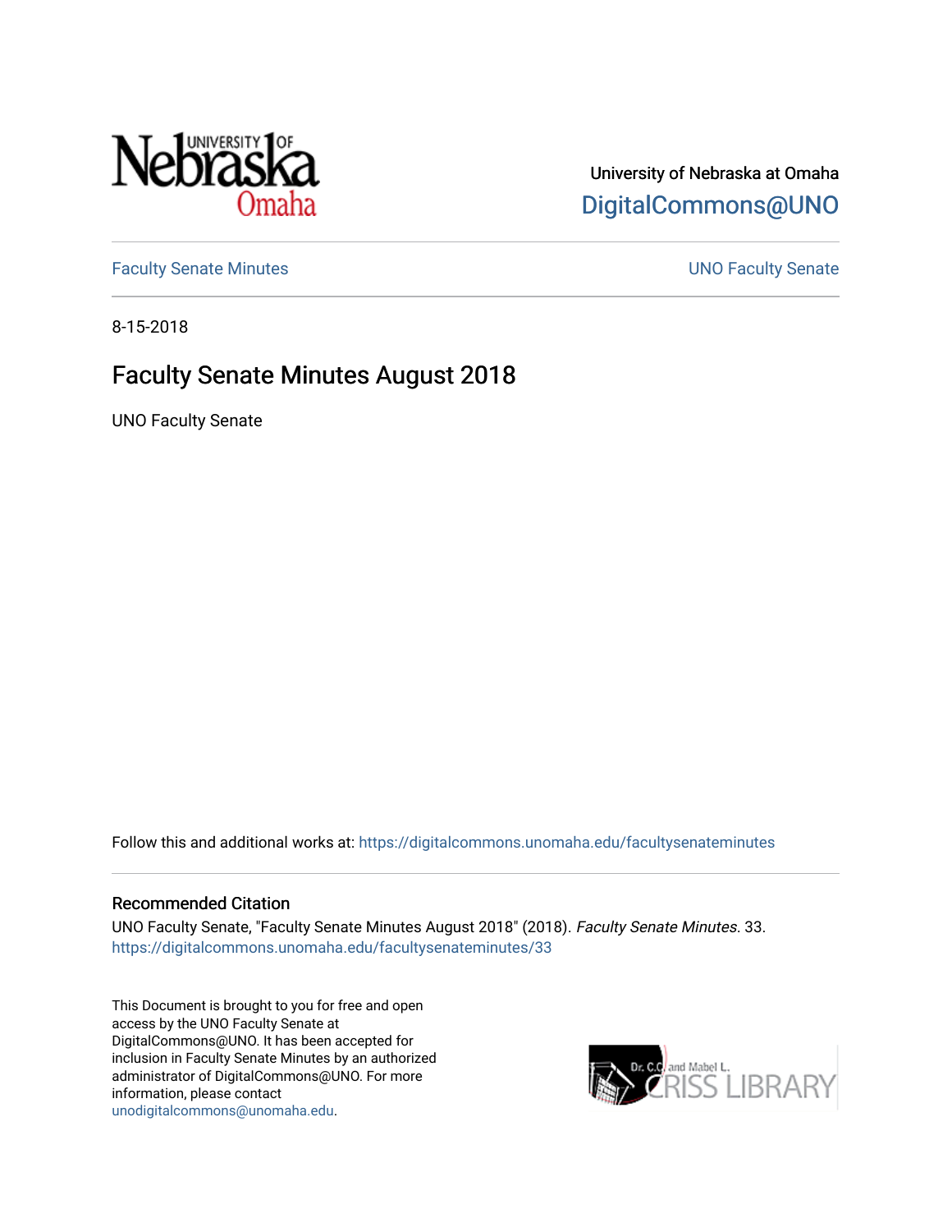University of Nebraska at Omaha

DigitalCommons@UNO

Faculty Senate Minutes

UNO Faculty Senate

8-15-2018

# Faculty Senate Minutes August 2018

UNO Faculty Senate

Follow this and additional works at: https://digitalcommons.unomaha.edu/facultysenateminutes

## Recommended Citation

UNO Faculty Senate, "Faculty Senate Minutes August 2018" (2018). *Faculty Senate Minutes*. 33. https://digitalcommons.unomaha.edu/facultysenateminutes/33

This Document is brought to you for free and open access by the UNO Faculty Senate at DigitalCommons@UNO. It has been accepted for inclusion in Faculty Senate Minutes by an authorized administrator of DigitalCommons@UNO. For more information, please contact unodigitalcommons@unomaha.edu.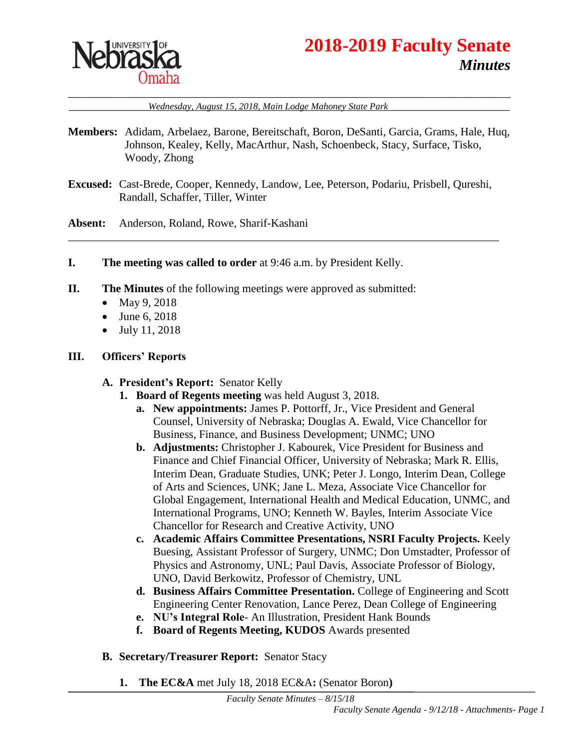# 2018-2019 Faculty Senate

## *Minutes*

*Wednesday, August 15, 2018, Main Lodge Mahoney State Park*

**Members:** Adidam, Arbelaez, Barone, Bereitschaft, Boron, DeSanti, Garcia, Grams, Hale, Huq, Johnson, Kealey, Kelly, MacArthur, Nash, Schoenbeck, Stacy, Surface, Tisko, Woody, Zhong

**Excused:** Cast-Brede, Cooper, Kennedy, Landow, Lee, Peterson, Podariu, Prisbell, Qureshi, Randall, Schaffer, Tiller, Winter

**Absent:** Anderson, Roland, Rowe, Sharif-Kashani

---

**I. The meeting was called to order** at 9:46 a.m. by President Kelly.

**II. The Minutes** of the following meetings were approved as submitted:

- May 9, 2018
- June 6, 2018
- July 11, 2018

**III. Officers' Reports**

**A. President's Report:** Senator Kelly

1. **Board of Regents meeting** was held August 3, 2018.
   a. **New appointments:** James P. Pottorff, Jr., Vice President and General Counsel, University of Nebraska; Douglas A. Ewald, Vice Chancellor for Business, Finance, and Business Development; UNMC; UNO
   b. **Adjustments:** Christopher J. Kabourek, Vice President for Business and Finance and Chief Financial Officer, University of Nebraska; Mark R. Ellis, Interim Dean, Graduate Studies, UNK; Peter J. Longo, Interim Dean, College of Arts and Sciences, UNK; Jane L. Meza, Associate Vice Chancellor for Global Engagement, International Health and Medical Education, UNMC, and International Programs, UNO; Kenneth W. Bayles, Interim Associate Vice Chancellor for Research and Creative Activity, UNO
   c. **Academic Affairs Committee Presentations, NSRI Faculty Projects.** Keely Buesing, Assistant Professor of Surgery, UNMC; Don Umstadter, Professor of Physics and Astronomy, UNL; Paul Davis, Associate Professor of Biology, UNO, David Berkowitz, Professor of Chemistry, UNL
   d. **Business Affairs Committee Presentation.** College of Engineering and Scott Engineering Center Renovation, Lance Perez, Dean College of Engineering
   e. **NU's Integral Role**- An Illustration, President Hank Bounds
   f. **Board of Regents Meeting, KUDOS** Awards presented

**B. Secretary/Treasurer Report:** Senator Stacy

1. **The EC&A** met July 18, 2018 EC&A**:** (Senator Boron**)**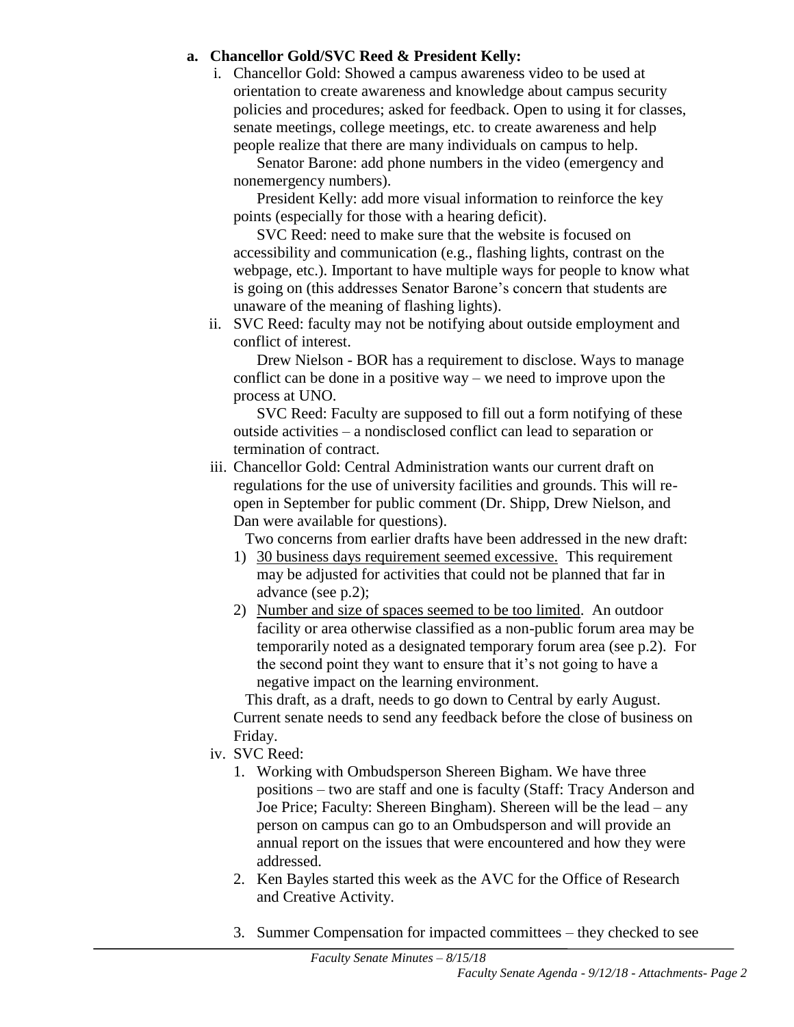**a. Chancellor Gold/SVC Reed & President Kelly:**

i. Chancellor Gold: Showed a campus awareness video to be used at orientation to create awareness and knowledge about campus security policies and procedures; asked for feedback. Open to using it for classes, senate meetings, college meetings, etc. to create awareness and help people realize that there are many individuals on campus to help.

   Senator Barone: add phone numbers in the video (emergency and nonemergency numbers).

   President Kelly: add more visual information to reinforce the key points (especially for those with a hearing deficit).

   SVC Reed: need to make sure that the website is focused on accessibility and communication (e.g., flashing lights, contrast on the webpage, etc.). Important to have multiple ways for people to know what is going on (this addresses Senator Barone's concern that students are unaware of the meaning of flashing lights).

ii. SVC Reed: faculty may not be notifying about outside employment and conflict of interest.

   Drew Nielson - BOR has a requirement to disclose. Ways to manage conflict can be done in a positive way – we need to improve upon the process at UNO.

   SVC Reed: Faculty are supposed to fill out a form notifying of these outside activities – a nondisclosed conflict can lead to separation or termination of contract.

iii. Chancellor Gold: Central Administration wants our current draft on regulations for the use of university facilities and grounds. This will re-open in September for public comment (Dr. Shipp, Drew Nielson, and Dan were available for questions).

   Two concerns from earlier drafts have been addressed in the new draft:

   1) 30 business days requirement seemed excessive. This requirement may be adjusted for activities that could not be planned that far in advance (see p.2);
   2) Number and size of spaces seemed to be too limited. An outdoor facility or area otherwise classified as a non-public forum area may be temporarily noted as a designated temporary forum area (see p.2). For the second point they want to ensure that it's not going to have a negative impact on the learning environment.

   This draft, as a draft, needs to go down to Central by early August. Current senate needs to send any feedback before the close of business on Friday.

iv. SVC Reed:

   1. Working with Ombudsperson Shereen Bigham. We have three positions – two are staff and one is faculty (Staff: Tracy Anderson and Joe Price; Faculty: Shereen Bingham). Shereen will be the lead – any person on campus can go to an Ombudsperson and will provide an annual report on the issues that were encountered and how they were addressed.
   2. Ken Bayles started this week as the AVC for the Office of Research and Creative Activity.
   3. Summer Compensation for impacted committees – they checked to see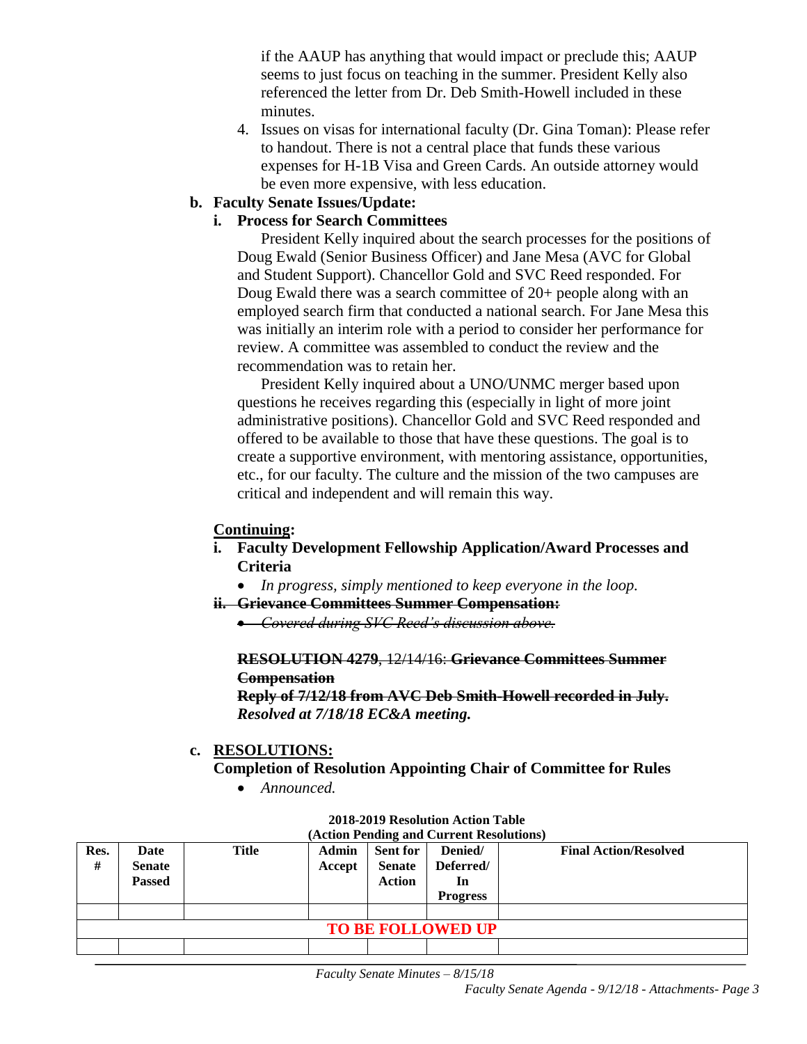if the AAUP has anything that would impact or preclude this; AAUP seems to just focus on teaching in the summer. President Kelly also referenced the letter from Dr. Deb Smith-Howell included in these minutes.

4. Issues on visas for international faculty (Dr. Gina Toman): Please refer to handout. There is not a central place that funds these various expenses for H-1B Visa and Green Cards. An outside attorney would be even more expensive, with less education.

**b. Faculty Senate Issues/Update:**

**i. Process for Search Committees**

President Kelly inquired about the search processes for the positions of Doug Ewald (Senior Business Officer) and Jane Mesa (AVC for Global and Student Support). Chancellor Gold and SVC Reed responded. For Doug Ewald there was a search committee of 20+ people along with an employed search firm that conducted a national search. For Jane Mesa this was initially an interim role with a period to consider her performance for review. A committee was assembled to conduct the review and the recommendation was to retain her.

President Kelly inquired about a UNO/UNMC merger based upon questions he receives regarding this (especially in light of more joint administrative positions). Chancellor Gold and SVC Reed responded and offered to be available to those that have these questions. The goal is to create a supportive environment, with mentoring assistance, opportunities, etc., for our faculty. The culture and the mission of the two campuses are critical and independent and will remain this way.

**Continuing:**

**i. Faculty Development Fellowship Application/Award Processes and Criteria**

- *In progress, simply mentioned to keep everyone in the loop.*

~~**ii. Grievance Committees Summer Compensation:**~~

- ~~*Covered during SVC Reed's discussion above.*~~

~~**RESOLUTION 4279**, 12/14/16: **Grievance Committees Summer Compensation**~~
~~**Reply of 7/12/18 from AVC Deb Smith-Howell recorded in July.**~~
***Resolved at 7/18/18 EC&A meeting.***

**c. RESOLUTIONS:**

**Completion of Resolution Appointing Chair of Committee for Rules**

- *Announced.*

**2018-2019 Resolution Action Table**
**(Action Pending and Current Resolutions)**

| Res. # | Date Senate Passed | Title | Admin Accept | Sent for Senate Action | Denied/ Deferred/ In Progress | Final Action/Resolved |
|---|---|---|---|---|---|---|
| | | | | | | |
| **TO BE FOLLOWED UP** | | | | | | |
| | | | | | | |

*Faculty Senate Minutes – 8/15/18*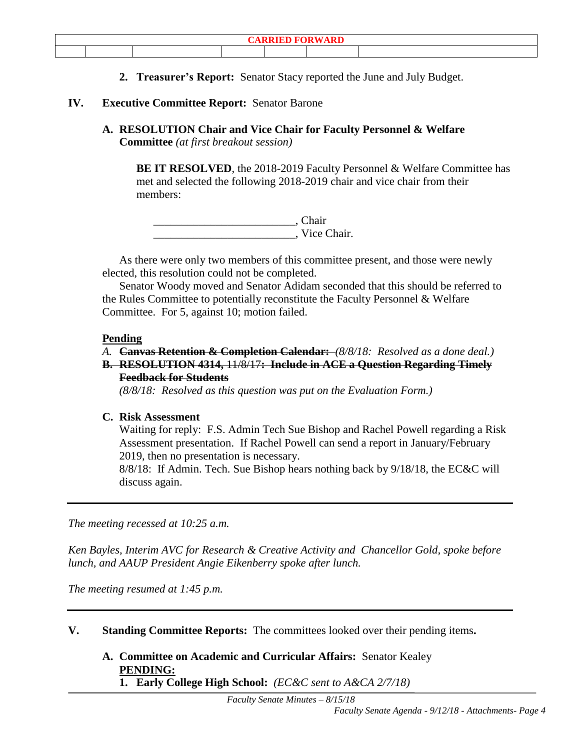| CARRIED FORWARD | | | | | | |
|---|---|---|---|---|---|---|
| | | | | | | |

**2. Treasurer's Report:** Senator Stacy reported the June and July Budget.

**IV. Executive Committee Report:** Senator Barone

**A. RESOLUTION Chair and Vice Chair for Faculty Personnel & Welfare Committee** *(at first breakout session)*

**BE IT RESOLVED**, the 2018-2019 Faculty Personnel & Welfare Committee has met and selected the following 2018-2019 chair and vice chair from their members:

________________________, Chair
________________________, Vice Chair.

As there were only two members of this committee present, and those were newly elected, this resolution could not be completed.

Senator Woody moved and Senator Adidam seconded that this should be referred to the Rules Committee to potentially reconstitute the Faculty Personnel & Welfare Committee. For 5, against 10; motion failed.

**Pending**

*A.* ~~**Canvas Retention & Completion Calendar:**~~ *(8/8/18: Resolved as a done deal.)*

**B.** ~~**RESOLUTION 4314,** 11/8/17**: Include in ACE a Question Regarding Timely Feedback for Students**~~
*(8/8/18: Resolved as this question was put on the Evaluation Form.)*

**C. Risk Assessment**
Waiting for reply: F.S. Admin Tech Sue Bishop and Rachel Powell regarding a Risk Assessment presentation. If Rachel Powell can send a report in January/February 2019, then no presentation is necessary.
8/8/18: If Admin. Tech. Sue Bishop hears nothing back by 9/18/18, the EC&C will discuss again.

---

*The meeting recessed at 10:25 a.m.*

*Ken Bayles, Interim AVC for Research & Creative Activity and Chancellor Gold, spoke before lunch, and AAUP President Angie Eikenberry spoke after lunch.*

*The meeting resumed at 1:45 p.m.*

---

**V. Standing Committee Reports:** The committees looked over their pending items**.**

**A. Committee on Academic and Curricular Affairs:** Senator Kealey
**PENDING:**
**1. Early College High School:** *(EC&C sent to A&CA 2/7/18)*

*Faculty Senate Minutes – 8/15/18*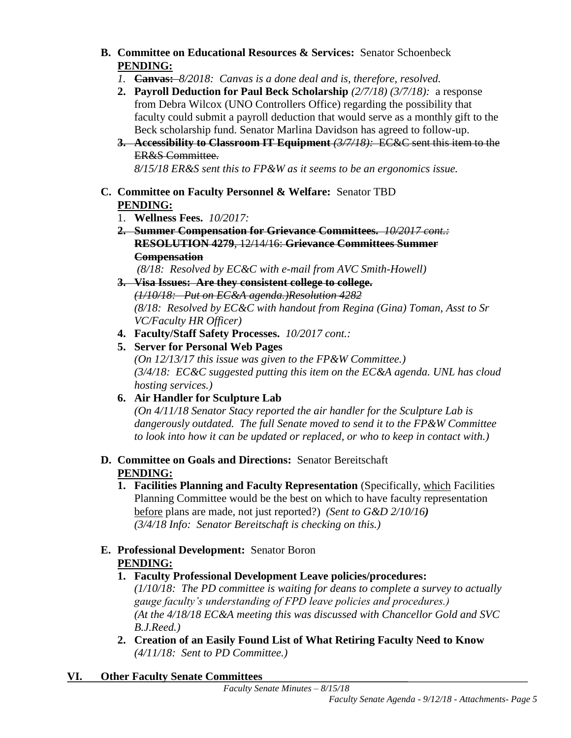**B. Committee on Educational Resources & Services:** Senator Schoenbeck

**PENDING:**

1. ~~**Canvas:**~~ *8/2018: Canvas is a done deal and is, therefore, resolved.*
2. **Payroll Deduction for Paul Beck Scholarship** *(2/7/18) (3/7/18):* a response from Debra Wilcox (UNO Controllers Office) regarding the possibility that faculty could submit a payroll deduction that would serve as a monthly gift to the Beck scholarship fund. Senator Marlina Davidson has agreed to follow-up.
3. ~~**Accessibility to Classroom IT Equipment** *(3/7/18):* EC&C sent this item to the ER&S Committee.~~

   *8/15/18 ER&S sent this to FP&W as it seems to be an ergonomics issue.*

**C. Committee on Faculty Personnel & Welfare:** Senator TBD

**PENDING:**

1. **Wellness Fees.** *10/2017:*
2. ~~**Summer Compensation for Grievance Committees.** *10/2017 cont.:* **RESOLUTION 4279**, 12/14/16: **Grievance Committees Summer Compensation**~~

   *(8/18: Resolved by EC&C with e-mail from AVC Smith-Howell)*
3. ~~**Visa Issues: Are they consistent college to college.**~~

   ~~*(1/10/18: Put on EC&A agenda.)Resolution 4282*~~

   *(8/18: Resolved by EC&C with handout from Regina (Gina) Toman, Asst to Sr VC/Faculty HR Officer)*
4. **Faculty/Staff Safety Processes.** *10/2017 cont.:*
5. **Server for Personal Web Pages**

   *(On 12/13/17 this issue was given to the FP&W Committee.)*

   *(3/4/18: EC&C suggested putting this item on the EC&A agenda. UNL has cloud hosting services.)*
6. **Air Handler for Sculpture Lab**

   *(On 4/11/18 Senator Stacy reported the air handler for the Sculpture Lab is dangerously outdated. The full Senate moved to send it to the FP&W Committee to look into how it can be updated or replaced, or who to keep in contact with.)*

**D. Committee on Goals and Directions:** Senator Bereitschaft

**PENDING:**

1. **Facilities Planning and Faculty Representation** (Specifically, which Facilities Planning Committee would be the best on which to have faculty representation before plans are made, not just reported?) *(Sent to G&D 2/10/16)*

   *(3/4/18 Info: Senator Bereitschaft is checking on this.)*

**E. Professional Development:** Senator Boron

**PENDING:**

1. **Faculty Professional Development Leave policies/procedures:**

   *(1/10/18: The PD committee is waiting for deans to complete a survey to actually gauge faculty's understanding of FPD leave policies and procedures.)*

   *(At the 4/18/18 EC&A meeting this was discussed with Chancellor Gold and SVC B.J.Reed.)*
2. **Creation of an Easily Found List of What Retiring Faculty Need to Know**

   *(4/11/18: Sent to PD Committee.)*

## VI. Other Faculty Senate Committees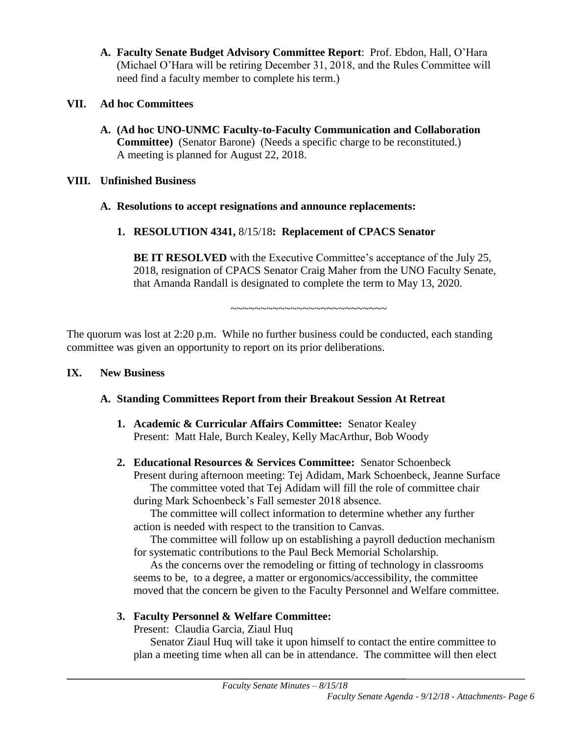**A. Faculty Senate Budget Advisory Committee Report**: Prof. Ebdon, Hall, O'Hara (Michael O'Hara will be retiring December 31, 2018, and the Rules Committee will need find a faculty member to complete his term.)

## VII. Ad hoc Committees

**A. (Ad hoc UNO-UNMC Faculty-to-Faculty Communication and Collaboration Committee)** (Senator Barone) (Needs a specific charge to be reconstituted.) A meeting is planned for August 22, 2018.

## VIII. Unfinished Business

**A. Resolutions to accept resignations and announce replacements:**

**1. RESOLUTION 4341,** 8/15/18**: Replacement of CPACS Senator**

**BE IT RESOLVED** with the Executive Committee's acceptance of the July 25, 2018, resignation of CPACS Senator Craig Maher from the UNO Faculty Senate, that Amanda Randall is designated to complete the term to May 13, 2020.

~~~~~~~~~~~~~~~~~~~~~~~~~~~

The quorum was lost at 2:20 p.m. While no further business could be conducted, each standing committee was given an opportunity to report on its prior deliberations.

## IX. New Business

**A. Standing Committees Report from their Breakout Session At Retreat**

**1. Academic & Curricular Affairs Committee:** Senator Kealey
Present: Matt Hale, Burch Kealey, Kelly MacArthur, Bob Woody

**2. Educational Resources & Services Committee:** Senator Schoenbeck
Present during afternoon meeting: Tej Adidam, Mark Schoenbeck, Jeanne Surface

The committee voted that Tej Adidam will fill the role of committee chair during Mark Schoenbeck's Fall semester 2018 absence.

The committee will collect information to determine whether any further action is needed with respect to the transition to Canvas.

The committee will follow up on establishing a payroll deduction mechanism for systematic contributions to the Paul Beck Memorial Scholarship.

As the concerns over the remodeling or fitting of technology in classrooms seems to be, to a degree, a matter or ergonomics/accessibility, the committee moved that the concern be given to the Faculty Personnel and Welfare committee.

**3. Faculty Personnel & Welfare Committee:**
Present: Claudia Garcia, Ziaul Huq

Senator Ziaul Huq will take it upon himself to contact the entire committee to plan a meeting time when all can be in attendance. The committee will then elect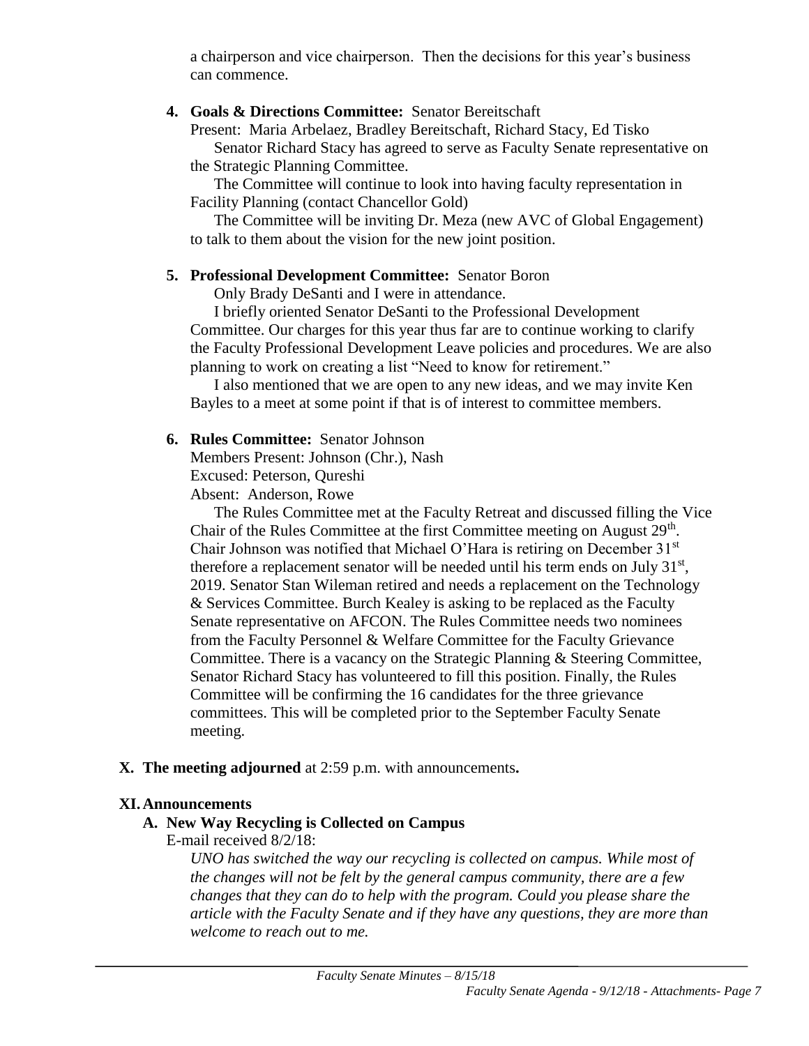a chairperson and vice chairperson. Then the decisions for this year's business can commence.

4. **Goals & Directions Committee:** Senator Bereitschaft

   Present: Maria Arbelaez, Bradley Bereitschaft, Richard Stacy, Ed Tisko

   Senator Richard Stacy has agreed to serve as Faculty Senate representative on the Strategic Planning Committee.

   The Committee will continue to look into having faculty representation in Facility Planning (contact Chancellor Gold)

   The Committee will be inviting Dr. Meza (new AVC of Global Engagement) to talk to them about the vision for the new joint position.

5. **Professional Development Committee:** Senator Boron

   Only Brady DeSanti and I were in attendance.

   I briefly oriented Senator DeSanti to the Professional Development Committee. Our charges for this year thus far are to continue working to clarify the Faculty Professional Development Leave policies and procedures. We are also planning to work on creating a list "Need to know for retirement."

   I also mentioned that we are open to any new ideas, and we may invite Ken Bayles to a meet at some point if that is of interest to committee members.

6. **Rules Committee:** Senator Johnson

   Members Present: Johnson (Chr.), Nash

   Excused: Peterson, Qureshi

   Absent: Anderson, Rowe

   The Rules Committee met at the Faculty Retreat and discussed filling the Vice Chair of the Rules Committee at the first Committee meeting on August 29th. Chair Johnson was notified that Michael O'Hara is retiring on December 31st therefore a replacement senator will be needed until his term ends on July 31st, 2019. Senator Stan Wileman retired and needs a replacement on the Technology & Services Committee. Burch Kealey is asking to be replaced as the Faculty Senate representative on AFCON. The Rules Committee needs two nominees from the Faculty Personnel & Welfare Committee for the Faculty Grievance Committee. There is a vacancy on the Strategic Planning & Steering Committee, Senator Richard Stacy has volunteered to fill this position. Finally, the Rules Committee will be confirming the 16 candidates for the three grievance committees. This will be completed prior to the September Faculty Senate meeting.

**X. The meeting adjourned** at 2:59 p.m. with announcements**.**

## XI. Announcements

### A. New Way Recycling is Collected on Campus

E-mail received 8/2/18:

*UNO has switched the way our recycling is collected on campus. While most of the changes will not be felt by the general campus community, there are a few changes that they can do to help with the program. Could you please share the article with the Faculty Senate and if they have any questions, they are more than welcome to reach out to me.*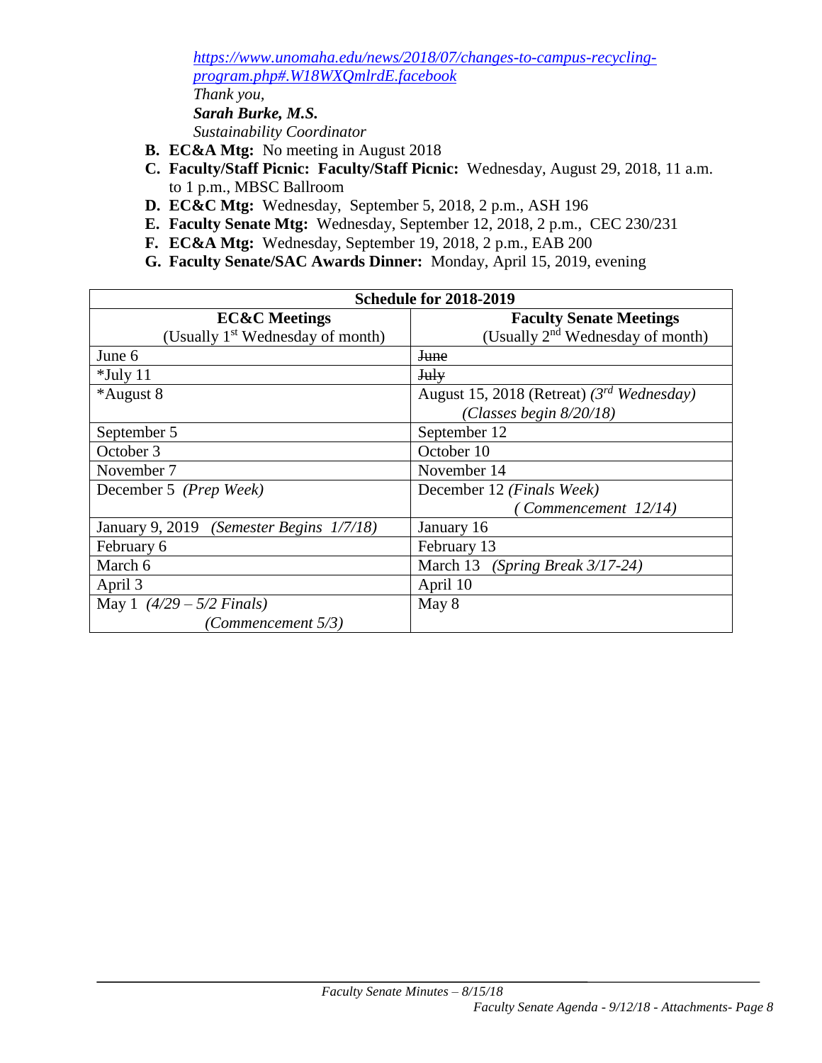*https://www.unomaha.edu/news/2018/07/changes-to-campus-recycling-program.php#.W18WXQmlrdE.facebook*

*Thank you,*

***Sarah Burke, M.S.***

*Sustainability Coordinator*

- **B. EC&A Mtg:** No meeting in August 2018
- **C. Faculty/Staff Picnic: Faculty/Staff Picnic:** Wednesday, August 29, 2018, 11 a.m. to 1 p.m., MBSC Ballroom
- **D. EC&C Mtg:** Wednesday, September 5, 2018, 2 p.m., ASH 196
- **E. Faculty Senate Mtg:** Wednesday, September 12, 2018, 2 p.m., CEC 230/231
- **F. EC&A Mtg:** Wednesday, September 19, 2018, 2 p.m., EAB 200
- **G. Faculty Senate/SAC Awards Dinner:** Monday, April 15, 2019, evening

| **Schedule for 2018-2019** | |
|---|---|
| **EC&C Meetings** (Usually 1st Wednesday of month) | **Faculty Senate Meetings** (Usually 2nd Wednesday of month) |
| June 6 | ~~June~~ |
| *July 11 | ~~July~~ |
| *August 8 | August 15, 2018 (Retreat) *(3rd Wednesday)* *(Classes begin 8/20/18)* |
| September 5 | September 12 |
| October 3 | October 10 |
| November 7 | November 14 |
| December 5 *(Prep Week)* | December 12 *(Finals Week)* *( Commencement 12/14)* |
| January 9, 2019 *(Semester Begins 1/7/18)* | January 16 |
| February 6 | February 13 |
| March 6 | March 13 *(Spring Break 3/17-24)* |
| April 3 | April 10 |
| May 1 *(4/29 – 5/2 Finals)* *(Commencement 5/3)* | May 8 |